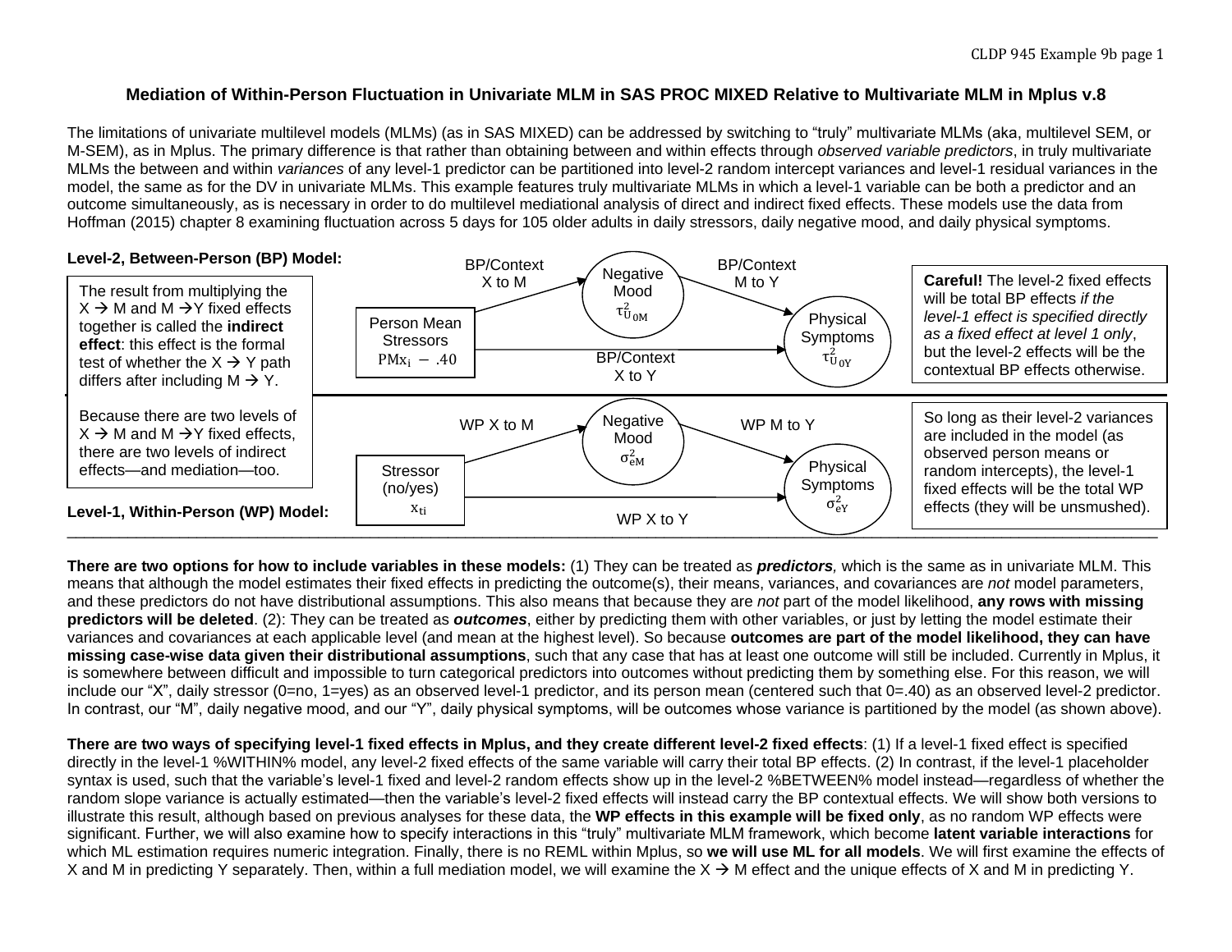# Mediation of Within-Person Fluctuation in Univariate MLM in SAS PROC MIXED Relative to Multivariate MLM in Mplus v.8

The limitations of univariate multilevel models (MLMs) (as in SAS MIXED) can be addressed by switching to "truly" multivariate MLMs (aka, multilevel SEM, or M-SEM), as in Mplus. The primary difference is that rather than obtaining between and within effects through *observed variable predictors*, in truly multivariate MLMs the between and within *variances* of any level-1 predictor can be partitioned into level-2 random intercept variances and level-1 residual variances in the model, the same as for the DV in univariate MLMs. This example features truly multivariate MLMs in which a level-1 variable can be both a predictor and an outcome simultaneously, as is necessary in order to do multilevel mediational analysis of direct and indirect fixed effects. These models use the data from Hoffman (2015) chapter 8 examining fluctuation across 5 days for 105 older adults in daily stressors, daily negative mood, and daily physical symptoms.

**Level-2, Between-Person (BP) Model:**

The result from multiplying the X → M and M → Y fixed effects together is called the **indirect effect**: this effect is the formal test of whether the X → Y path differs after including M → Y.

Because there are two levels of X → M and M → Y fixed effects, there are two levels of indirect effects—and mediation—too.

Person Mean Stressors $PMx_i - .40$ — BP/Context X to M → Negative Mood $\tau^2_{U_{0M}}$ — BP/Context M to Y → Physical Symptoms $\tau^2_{U_{0Y}}$; Person Mean Stressors — BP/Context X to Y → Physical Symptoms

**Careful!** The level-2 fixed effects will be total BP effects *if the level-1 effect is specified directly as a fixed effect at level 1 only*, but the level-2 effects will be the contextual BP effects otherwise.

Stressor (no/yes) $x_{ti}$ — WP X to M → Negative Mood $\sigma^2_{eM}$ — WP M to Y → Physical Symptoms $\sigma^2_{eY}$; Stressor — WP X to Y → Physical Symptoms

So long as their level-2 variances are included in the model (as observed person means or random intercepts), the level-1 fixed effects will be the total WP effects (they will be unsmushed).

**Level-1, Within-Person (WP) Model:**

**There are two options for how to include variables in these models:** (1) They can be treated as ***predictors***, which is the same as in univariate MLM. This means that although the model estimates their fixed effects in predicting the outcome(s), their means, variances, and covariances are *not* model parameters, and these predictors do not have distributional assumptions. This also means that because they are *not* part of the model likelihood, **any rows with missing predictors will be deleted**. (2): They can be treated as ***outcomes***, either by predicting them with other variables, or just by letting the model estimate their variances and covariances at each applicable level (and mean at the highest level). So because **outcomes are part of the model likelihood, they can have missing case-wise data given their distributional assumptions**, such that any case that has at least one outcome will still be included. Currently in Mplus, it is somewhere between difficult and impossible to turn categorical predictors into outcomes without predicting them by something else. For this reason, we will include our "X", daily stressor (0=no, 1=yes) as an observed level-1 predictor, and its person mean (centered such that 0=.40) as an observed level-2 predictor. In contrast, our "M", daily negative mood, and our "Y", daily physical symptoms, will be outcomes whose variance is partitioned by the model (as shown above).

**There are two ways of specifying level-1 fixed effects in Mplus, and they create different level-2 fixed effects**: (1) If a level-1 fixed effect is specified directly in the level-1 %WITHIN% model, any level-2 fixed effects of the same variable will carry their total BP effects. (2) In contrast, if the level-1 placeholder syntax is used, such that the variable's level-1 fixed and level-2 random effects show up in the level-2 %BETWEEN% model instead—regardless of whether the random slope variance is actually estimated—then the variable's level-2 fixed effects will instead carry the BP contextual effects. We will show both versions to illustrate this result, although based on previous analyses for these data, the **WP effects in this example will be fixed only**, as no random WP effects were significant. Further, we will also examine how to specify interactions in this "truly" multivariate MLM framework, which become **latent variable interactions** for which ML estimation requires numeric integration. Finally, there is no REML within Mplus, so **we will use ML for all models**. We will first examine the effects of X and M in predicting Y separately. Then, within a full mediation model, we will examine the X → M effect and the unique effects of X and M in predicting Y.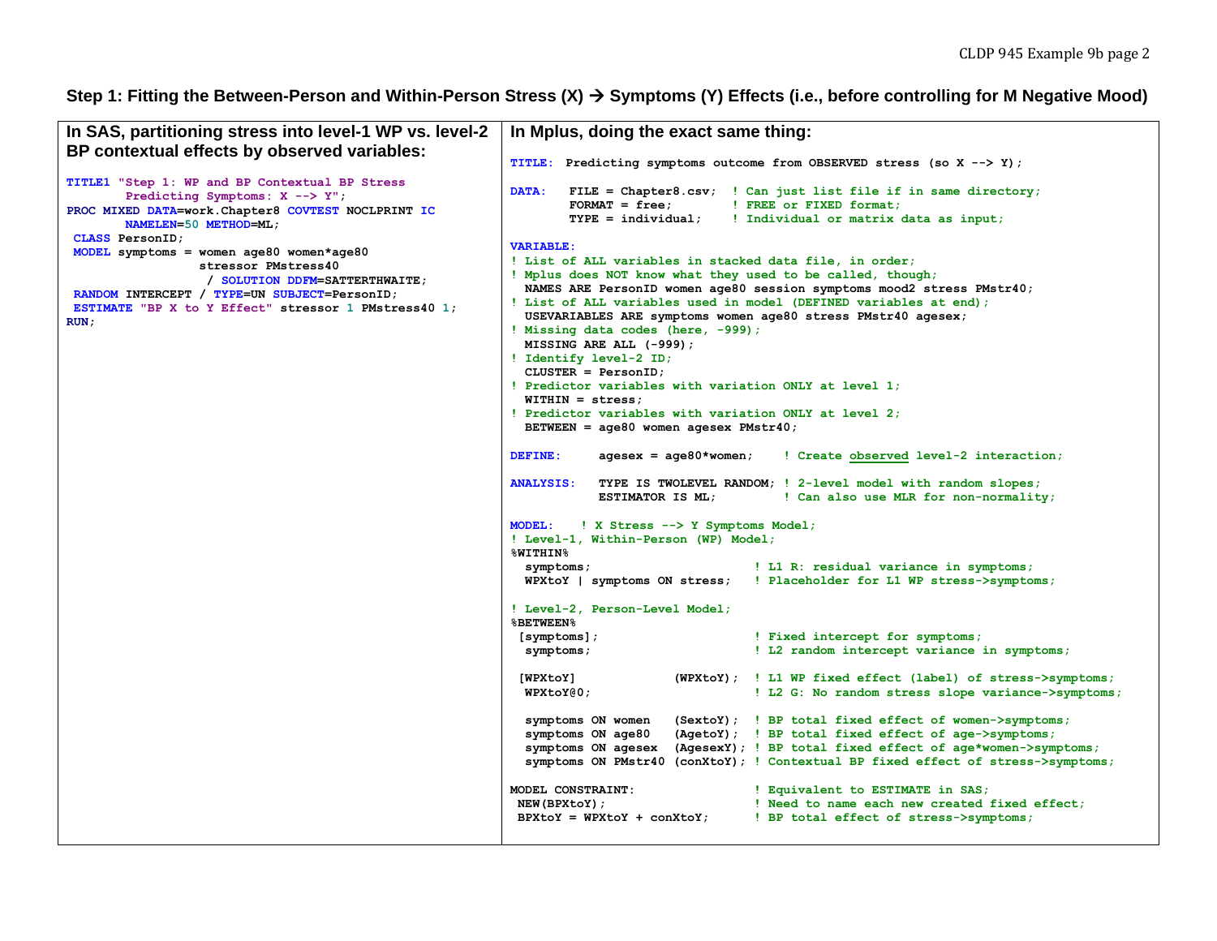**Step 1: Fitting the Between-Person and Within-Person Stress (X) → Symptoms (Y) Effects (i.e., before controlling for M Negative Mood)**

**In SAS, partitioning stress into level-1 WP vs. level-2 BP contextual effects by observed variables:**

```
TITLE1 "Step 1: WP and BP Contextual BP Stress
        Predicting Symptoms: X --> Y";
PROC MIXED DATA=work.Chapter8 COVTEST NOCLPRINT IC
        NAMELEN=50 METHOD=ML;
 CLASS PersonID;
 MODEL symptoms = women age80 women*age80
                  stressor PMstress40
                   / SOLUTION DDFM=SATTERTHWAITE;
 RANDOM INTERCEPT / TYPE=UN SUBJECT=PersonID;
 ESTIMATE "BP X to Y Effect" stressor 1 PMstress40 1;
RUN;
```

**In Mplus, doing the exact same thing:**

```
TITLE:  Predicting symptoms outcome from OBSERVED stress (so X --> Y);

DATA:   FILE = Chapter8.csv;  ! Can just list file if in same directory;
        FORMAT = free;        ! FREE or FIXED format;
        TYPE = individual;    ! Individual or matrix data as input;

VARIABLE:
! List of ALL variables in stacked data file, in order;
! Mplus does NOT know what they used to be called, though;
  NAMES ARE PersonID women age80 session symptoms mood2 stress PMstr40;
! List of ALL variables used in model (DEFINED variables at end);
  USEVARIABLES ARE symptoms women age80 stress PMstr40 agesex;
! Missing data codes (here, -999);
  MISSING ARE ALL (-999);
! Identify level-2 ID;
  CLUSTER = PersonID;
! Predictor variables with variation ONLY at level 1;
  WITHIN = stress;
! Predictor variables with variation ONLY at level 2;
  BETWEEN = age80 women agesex PMstr40;

DEFINE:     agesex = age80*women;    ! Create observed level-2 interaction;

ANALYSIS:   TYPE IS TWOLEVEL RANDOM; ! 2-level model with random slopes;
            ESTIMATOR IS ML;         ! Can also use MLR for non-normality;

MODEL:   ! X Stress --> Y Symptoms Model;
! Level-1, Within-Person (WP) Model;
%WITHIN%
  symptoms;                      ! L1 R: residual variance in symptoms;
  WPXtoY | symptoms ON stress;   ! Placeholder for L1 WP stress->symptoms;

! Level-2, Person-Level Model;
%BETWEEN%
 [symptoms];                     ! Fixed intercept for symptoms;
  symptoms;                      ! L2 random intercept variance in symptoms;

 [WPXtoY]             (WPXtoY);  ! L1 WP fixed effect (label) of stress->symptoms;
  WPXtoY@0;                      ! L2 G: No random stress slope variance->symptoms;

  symptoms ON women   (SextoY);  ! BP total fixed effect of women->symptoms;
  symptoms ON age80   (AgetoY);  ! BP total fixed effect of age->symptoms;
  symptoms ON agesex  (AgesexY); ! BP total fixed effect of age*women->symptoms;
  symptoms ON PMstr40 (conXtoY); ! Contextual BP fixed effect of stress->symptoms;

MODEL CONSTRAINT:                ! Equivalent to ESTIMATE in SAS;
 NEW(BPXtoY);                    ! Need to name each new created fixed effect;
 BPXtoY = WPXtoY + conXtoY;      ! BP total effect of stress->symptoms;
```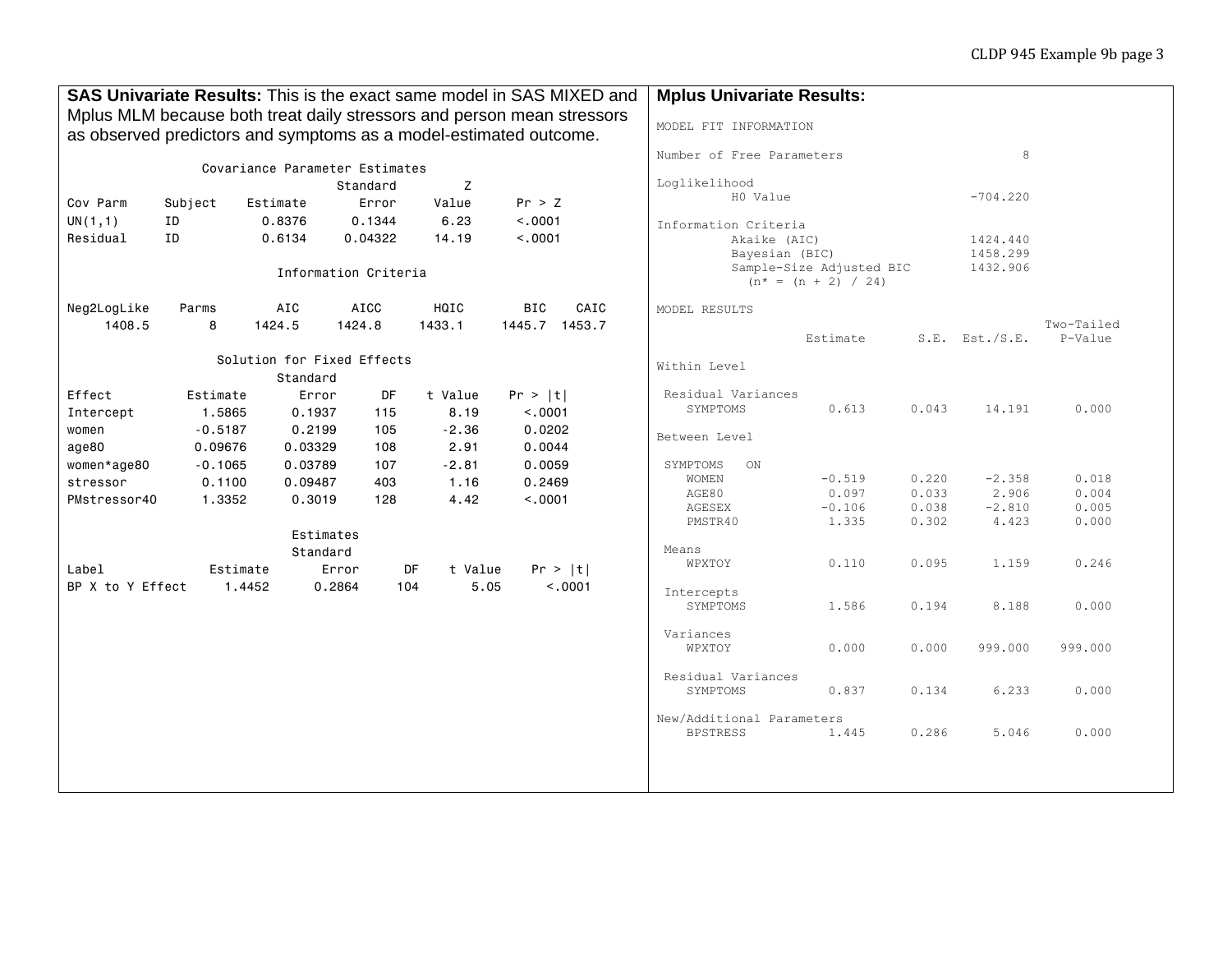**SAS Univariate Results:** This is the exact same model in SAS MIXED and Mplus MLM because both treat daily stressors and person mean stressors as observed predictors and symptoms as a model-estimated outcome.

```
                Covariance Parameter Estimates
                                      Standard         Z
Cov Parm     Subject    Estimate       Error       Value      Pr > Z
UN(1,1)      ID           0.8376      0.1344        6.23      <.0001
Residual     ID           0.6134     0.04322       14.19      <.0001

                      Information Criteria

Neg2LogLike    Parms       AIC       AICC       HQIC        BIC    CAIC
     1408.5        8    1424.5     1424.8     1433.1     1445.7  1453.7

                 Solution for Fixed Effects
                              Standard
Effect          Estimate       Error      DF    t Value    Pr > |t|
Intercept         1.5865      0.1937     115       8.19      <.0001
women            -0.5187      0.2199     105      -2.36      0.0202
age80            0.09676     0.03329     108       2.91      0.0044
women*age80      -0.1065     0.03789     107      -2.81      0.0059
stressor          0.1100     0.09487     403       1.16      0.2469
PMstressor40      1.3352      0.3019     128       4.42      <.0001

                              Estimates
                              Standard
Label              Estimate       Error      DF    t Value    Pr > |t|
BP X to Y Effect     1.4452      0.2864     104       5.05      <.0001
```

**Mplus Univariate Results:**

```
MODEL FIT INFORMATION

Number of Free Parameters                        8

Loglikelihood
          H0 Value                        -704.220

Information Criteria
          Akaike (AIC)                    1424.440
          Bayesian (BIC)                  1458.299
          Sample-Size Adjusted BIC        1432.906
            (n* = (n + 2) / 24)

MODEL RESULTS
                                                    Two-Tailed
                    Estimate       S.E.  Est./S.E.    P-Value

Within Level

 Residual Variances
    SYMPTOMS           0.613      0.043     14.191      0.000

Between Level

 SYMPTOMS   ON
    WOMEN             -0.519      0.220     -2.358      0.018
    AGE80              0.097      0.033      2.906      0.004
    AGESEX            -0.106      0.038     -2.810      0.005
    PMSTR40            1.335      0.302      4.423      0.000

 Means
    WPXTOY             0.110      0.095      1.159      0.246

 Intercepts
    SYMPTOMS           1.586      0.194      8.188      0.000

 Variances
    WPXTOY             0.000      0.000    999.000    999.000

 Residual Variances
    SYMPTOMS           0.837      0.134      6.233      0.000

New/Additional Parameters
    BPSTRESS           1.445      0.286      5.046      0.000
```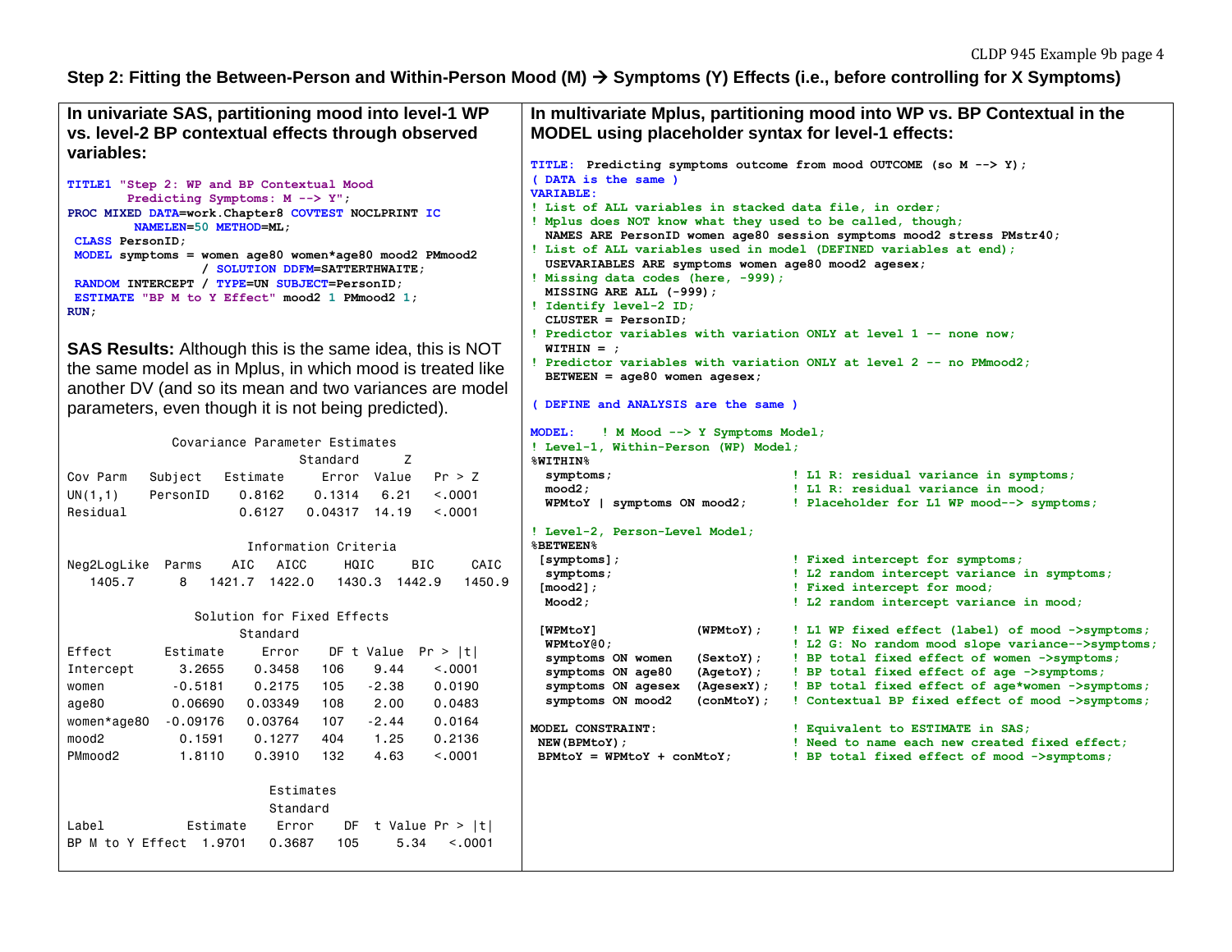## Step 2: Fitting the Between-Person and Within-Person Mood (M) → Symptoms (Y) Effects (i.e., before controlling for X Symptoms)

### In univariate SAS, partitioning mood into level-1 WP vs. level-2 BP contextual effects through observed variables:

```
TITLE1 "Step 2: WP and BP Contextual Mood
        Predicting Symptoms: M --> Y";
PROC MIXED DATA=work.Chapter8 COVTEST NOCLPRINT IC
        NAMELEN=50 METHOD=ML;
 CLASS PersonID;
 MODEL symptoms = women age80 women*age80 mood2 PMmood2
                / SOLUTION DDFM=SATTERTHWAITE;
 RANDOM INTERCEPT / TYPE=UN SUBJECT=PersonID;
 ESTIMATE "BP M to Y Effect" mood2 1 PMmood2 1;
RUN;
```

**SAS Results:** Although this is the same idea, this is NOT the same model as in Mplus, in which mood is treated like another DV (and so its mean and two variances are model parameters, even though it is not being predicted).

Covariance Parameter Estimates

| Cov Parm | Subject | Estimate | Standard Error | Z Value | Pr > Z |
|---|---|---|---|---|---|
| UN(1,1) | PersonID | 0.8162 | 0.1314 | 6.21 | <.0001 |
| Residual | | 0.6127 | 0.04317 | 14.19 | <.0001 |

Information Criteria

| Neg2LogLike | Parms | AIC | AICC | HQIC | BIC | CAIC |
|---|---|---|---|---|---|---|
| 1405.7 | 8 | 1421.7 | 1422.0 | 1430.3 | 1442.9 | 1450.9 |

Solution for Fixed Effects

| Effect | Estimate | Standard Error | DF | t Value | Pr > \|t\| |
|---|---|---|---|---|---|
| Intercept | 3.2655 | 0.3458 | 106 | 9.44 | <.0001 |
| women | -0.5181 | 0.2175 | 105 | -2.38 | 0.0190 |
| age80 | 0.06690 | 0.03349 | 108 | 2.00 | 0.0483 |
| women*age80 | -0.09176 | 0.03764 | 107 | -2.44 | 0.0164 |
| mood2 | 0.1591 | 0.1277 | 404 | 1.25 | 0.2136 |
| PMmood2 | 1.8110 | 0.3910 | 132 | 4.63 | <.0001 |

Estimates

| Label | Estimate | Standard Error | DF | t Value | Pr > \|t\| |
|---|---|---|---|---|---|
| BP M to Y Effect | 1.9701 | 0.3687 | 105 | 5.34 | <.0001 |

### In multivariate Mplus, partitioning mood into WP vs. BP Contextual in the MODEL using placeholder syntax for level-1 effects:

```
TITLE:  Predicting symptoms outcome from mood OUTCOME (so M --> Y);
( DATA is the same )
VARIABLE:
! List of ALL variables in stacked data file, in order;
! Mplus does NOT know what they used to be called, though;
  NAMES ARE PersonID women age80 session symptoms mood2 stress PMstr40;
! List of ALL variables used in model (DEFINED variables at end);
  USEVARIABLES ARE symptoms women age80 mood2 agesex;
! Missing data codes (here, -999);
  MISSING ARE ALL (-999);
! Identify level-2 ID;
  CLUSTER = PersonID;
! Predictor variables with variation ONLY at level 1 -- none now;
  WITHIN = ;
! Predictor variables with variation ONLY at level 2 -- no PMmood2;
  BETWEEN = age80 women agesex;

( DEFINE and ANALYSIS are the same )

MODEL:   ! M Mood --> Y Symptoms Model;
! Level-1, Within-Person (WP) Model;
%WITHIN%
  symptoms;                          ! L1 R: residual variance in symptoms;
  mood2;                             ! L1 R: residual variance in mood;
  WPMtoY | symptoms ON mood2;        ! Placeholder for L1 WP mood--> symptoms;

! Level-2, Person-Level Model;
%BETWEEN%
 [symptoms];                         ! Fixed intercept for symptoms;
  symptoms;                          ! L2 random intercept variance in symptoms;
 [mood2];                            ! Fixed intercept for mood;
  Mood2;                             ! L2 random intercept variance in mood;

 [WPMtoY]             (WPMtoY);      ! L1 WP fixed effect (label) of mood ->symptoms;
  WPMtoY@0;                          ! L2 G: No random mood slope variance-->symptoms;
  symptoms ON women   (SextoY);      ! BP total fixed effect of women ->symptoms;
  symptoms ON age80   (AgetoY);      ! BP total fixed effect of age ->symptoms;
  symptoms ON agesex  (AgesexY);     ! BP total fixed effect of age*women ->symptoms;
  symptoms ON mood2   (conMtoY);     ! Contextual BP fixed effect of mood ->symptoms;

MODEL CONSTRAINT:                    ! Equivalent to ESTIMATE in SAS;
 NEW(BPMtoY);                        ! Need to name each new created fixed effect;
 BPMtoY = WPMtoY + conMtoY;          ! BP total fixed effect of mood ->symptoms;
```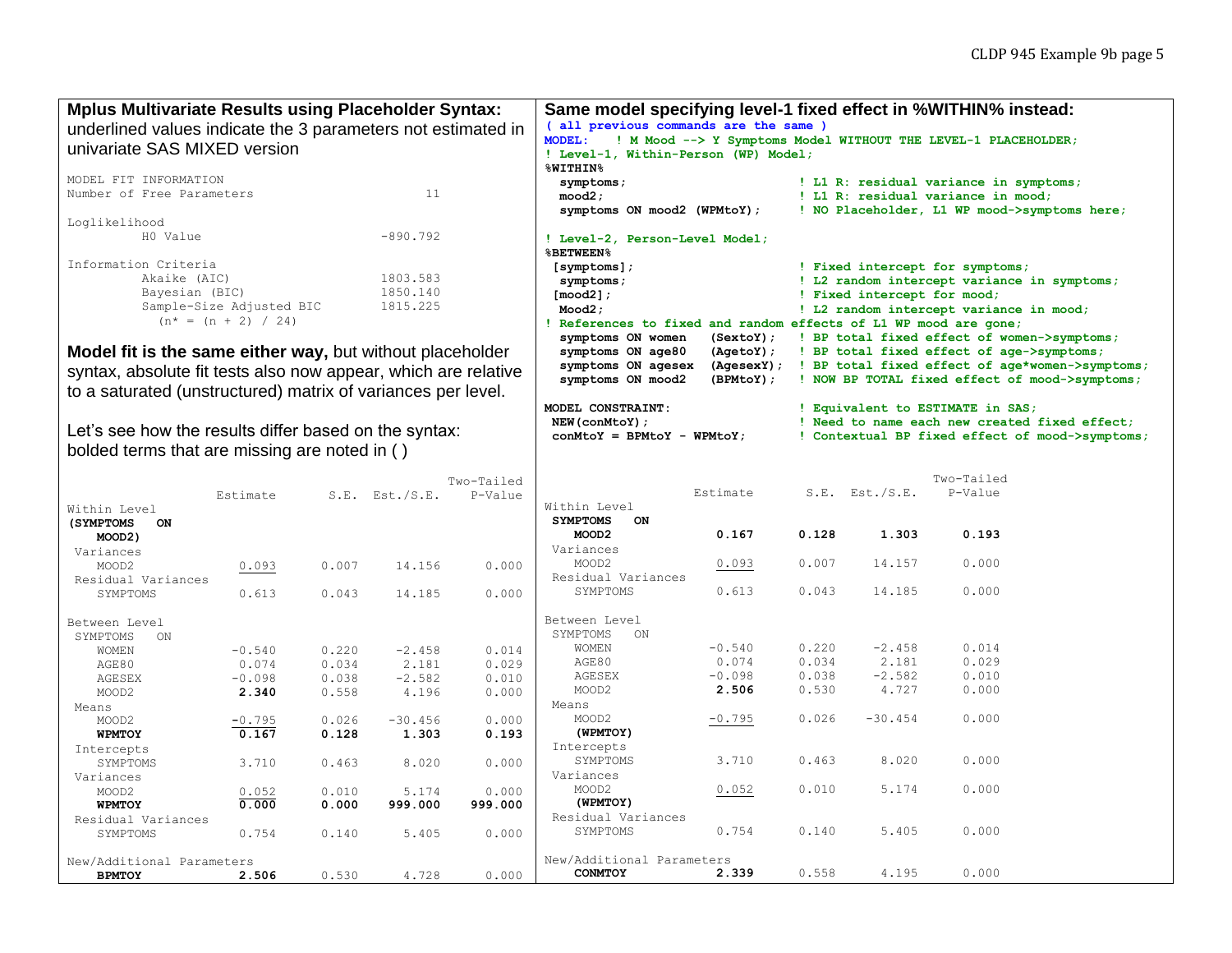## Mplus Multivariate Results using Placeholder Syntax:

underlined values indicate the 3 parameters not estimated in univariate SAS MIXED version

```
MODEL FIT INFORMATION
Number of Free Parameters                          11

Loglikelihood
          H0 Value                           -890.792

Information Criteria
          Akaike (AIC)                       1803.583
          Bayesian (BIC)                     1850.140
          Sample-Size Adjusted BIC           1815.225
            (n* = (n + 2) / 24)
```

**Model fit is the same either way,** but without placeholder syntax, absolute fit tests also now appear, which are relative to a saturated (unstructured) matrix of variances per level.

Let's see how the results differ based on the syntax: bolded terms that are missing are noted in ( )

| | Estimate | S.E. | Est./S.E. | Two-Tailed P-Value |
|---|---|---|---|---|
| Within Level | | | | |
| **(SYMPTOMS ON** | | | | |
| **MOOD2)** | | | | |
| Variances | | | | |
| MOOD2 | <u>0.093</u> | 0.007 | 14.156 | 0.000 |
| Residual Variances | | | | |
| SYMPTOMS | 0.613 | 0.043 | 14.185 | 0.000 |
| Between Level | | | | |
| SYMPTOMS ON | | | | |
| WOMEN | -0.540 | 0.220 | -2.458 | 0.014 |
| AGE80 | 0.074 | 0.034 | 2.181 | 0.029 |
| AGESEX | -0.098 | 0.038 | -2.582 | 0.010 |
| MOOD2 | **2.340** | 0.558 | 4.196 | 0.000 |
| Means | | | | |
| MOOD2 | <u>-0.795</u> | 0.026 | -30.456 | 0.000 |
| **WPMTOY** | **0.167** | **0.128** | **1.303** | **0.193** |
| Intercepts | | | | |
| SYMPTOMS | 3.710 | 0.463 | 8.020 | 0.000 |
| Variances | | | | |
| MOOD2 | <u>0.052</u> | 0.010 | 5.174 | 0.000 |
| **WPMTOY** | **0.000** | **0.000** | **999.000** | **999.000** |
| Residual Variances | | | | |
| SYMPTOMS | 0.754 | 0.140 | 5.405 | 0.000 |
| New/Additional Parameters | | | | |
| **BPMTOY** | **2.506** | 0.530 | 4.728 | 0.000 |

## Same model specifying level-1 fixed effect in %WITHIN% instead:

```
( all previous commands are the same )
MODEL:    ! M Mood --> Y Symptoms Model WITHOUT THE LEVEL-1 PLACEHOLDER;
! Level-1, Within-Person (WP) Model;
%WITHIN%
  symptoms;                         ! L1 R: residual variance in symptoms;
  mood2;                            ! L1 R: residual variance in mood;
  symptoms ON mood2 (WPMtoY);       ! NO Placeholder, L1 WP mood->symptoms here;

! Level-2, Person-Level Model;
%BETWEEN%
 [symptoms];                        ! Fixed intercept for symptoms;
  symptoms;                         ! L2 random intercept variance in symptoms;
 [mood2];                           ! Fixed intercept for mood;
  Mood2;                            ! L2 random intercept variance in mood;
! References to fixed and random effects of L1 WP mood are gone;
  symptoms ON women   (SextoY);     ! BP total fixed effect of women->symptoms;
  symptoms ON age80   (AgetoY);     ! BP total fixed effect of age->symptoms;
  symptoms ON agesex  (AgesexY);    ! BP total fixed effect of age*women->symptoms;
  symptoms ON mood2   (BPMtoY);     ! NOW BP TOTAL fixed effect of mood->symptoms;

MODEL CONSTRAINT:                   ! Equivalent to ESTIMATE in SAS;
 NEW(conMtoY);                      ! Need to name each new created fixed effect;
 conMtoY = BPMtoY - WPMtoY;         ! Contextual BP fixed effect of mood->symptoms;
```

| | Estimate | S.E. | Est./S.E. | Two-Tailed P-Value |
|---|---|---|---|---|
| Within Level | | | | |
| **SYMPTOMS ON** | | | | |
| **MOOD2** | **0.167** | **0.128** | **1.303** | **0.193** |
| Variances | | | | |
| MOOD2 | <u>0.093</u> | 0.007 | 14.157 | 0.000 |
| Residual Variances | | | | |
| SYMPTOMS | 0.613 | 0.043 | 14.185 | 0.000 |
| Between Level | | | | |
| SYMPTOMS ON | | | | |
| WOMEN | -0.540 | 0.220 | -2.458 | 0.014 |
| AGE80 | 0.074 | 0.034 | 2.181 | 0.029 |
| AGESEX | -0.098 | 0.038 | -2.582 | 0.010 |
| MOOD2 | **2.506** | 0.530 | 4.727 | 0.000 |
| Means | | | | |
| MOOD2 | <u>-0.795</u> | 0.026 | -30.454 | 0.000 |
| **(WPMTOY)** | | | | |
| Intercepts | | | | |
| SYMPTOMS | 3.710 | 0.463 | 8.020 | 0.000 |
| Variances | | | | |
| MOOD2 | <u>0.052</u> | 0.010 | 5.174 | 0.000 |
| **(WPMTOY)** | | | | |
| Residual Variances | | | | |
| SYMPTOMS | 0.754 | 0.140 | 5.405 | 0.000 |
| New/Additional Parameters | | | | |
| **CONMTOY** | **2.339** | 0.558 | 4.195 | 0.000 |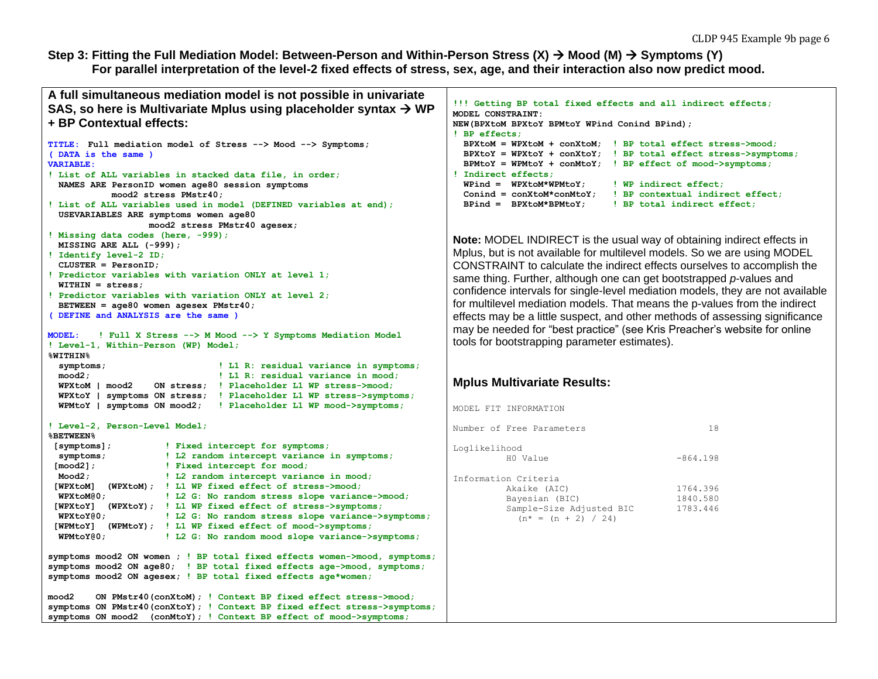## Step 3: Fitting the Full Mediation Model: Between-Person and Within-Person Stress (X) → Mood (M) → Symptoms (Y)

**For parallel interpretation of the level-2 fixed effects of stress, sex, age, and their interaction also now predict mood.**

**A full simultaneous mediation model is not possible in univariate SAS, so here is Multivariate Mplus using placeholder syntax → WP + BP Contextual effects:**

```
TITLE: Full mediation model of Stress --> Mood --> Symptoms;
( DATA is the same )
VARIABLE:
! List of ALL variables in stacked data file, in order;
  NAMES ARE PersonID women age80 session symptoms
            mood2 stress PMstr40;
! List of ALL variables used in model (DEFINED variables at end);
  USEVARIABLES ARE symptoms women age80
                   mood2 stress PMstr40 agesex;
! Missing data codes (here, -999);
  MISSING ARE ALL (-999);
! Identify level-2 ID;
  CLUSTER = PersonID;
! Predictor variables with variation ONLY at level 1;
  WITHIN = stress;
! Predictor variables with variation ONLY at level 2;
  BETWEEN = age80 women agesex PMstr40;
( DEFINE and ANALYSIS are the same )

MODEL:    ! Full X Stress --> M Mood --> Y Symptoms Mediation Model
! Level-1, Within-Person (WP) Model;
%WITHIN%
  symptoms;                      ! L1 R: residual variance in symptoms;
  mood2;                         ! L1 R: residual variance in mood;
  WPXtoM | mood2    ON stress;   ! Placeholder L1 WP stress->mood;
  WPXtoY | symptoms ON stress;   ! Placeholder L1 WP stress->symptoms;
  WPMtoY | symptoms ON mood2;    ! Placeholder L1 WP mood->symptoms;

! Level-2, Person-Level Model;
%BETWEEN%
 [symptoms];           ! Fixed intercept for symptoms;
  symptoms;            ! L2 random intercept variance in symptoms;
 [mood2];              ! Fixed intercept for mood;
  Mood2;               ! L2 random intercept variance in mood;
 [WPXtoM]  (WPXtoM);   ! L1 WP fixed effect of stress->mood;
  WPXtoM@0;            ! L2 G: No random stress slope variance->mood;
 [WPXtoY]  (WPXtoY);   ! L1 WP fixed effect of stress->symptoms;
  WPXtoY@0;            ! L2 G: No random stress slope variance->symptoms;
 [WPMtoY]  (WPMtoY);   ! L1 WP fixed effect of mood->symptoms;
  WPMtoY@0;            ! L2 G: No random mood slope variance->symptoms;

symptoms mood2 ON women ; ! BP total fixed effects women->mood, symptoms;
symptoms mood2 ON age80;  ! BP total fixed effects age->mood, symptoms;
symptoms mood2 ON agesex; ! BP total fixed effects age*women;

mood2    ON PMstr40(conXtoM); ! Context BP fixed effect stress->mood;
symptoms ON PMstr40(conXtoY); ! Context BP fixed effect stress->symptoms;
symptoms ON mood2  (conMtoY); ! Context BP effect of mood->symptoms;
```

```
!!! Getting BP total fixed effects and all indirect effects;
MODEL CONSTRAINT:
NEW(BPXtoM BPXtoY BPMtoY WPind Conind BPind);
! BP effects;
  BPXtoM = WPXtoM + conXtoM;  ! BP total effect stress->mood;
  BPXtoY = WPXtoY + conXtoY;  ! BP total effect stress->symptoms;
  BPMtoY = WPMtoY + conMtoY;  ! BP effect of mood->symptoms;
! Indirect effects;
  WPind =  WPXtoM*WPMtoY;     ! WP indirect effect;
  Conind = conXtoM*conMtoY;   ! BP contextual indirect effect;
  BPind =  BPXtoM*BPMtoY;     ! BP total indirect effect;
```

**Note:** MODEL INDIRECT is the usual way of obtaining indirect effects in Mplus, but is not available for multilevel models. So we are using MODEL CONSTRAINT to calculate the indirect effects ourselves to accomplish the same thing. Further, although one can get bootstrapped *p*-values and confidence intervals for single-level mediation models, they are not available for multilevel mediation models. That means the p-values from the indirect effects may be a little suspect, and other methods of assessing significance may be needed for "best practice" (see Kris Preacher's website for online tools for bootstrapping parameter estimates).

### Mplus Multivariate Results:

```
MODEL FIT INFORMATION

Number of Free Parameters                       18

Loglikelihood
          H0 Value                        -864.198

Information Criteria
          Akaike (AIC)                    1764.396
          Bayesian (BIC)                  1840.580
          Sample-Size Adjusted BIC        1783.446
            (n* = (n + 2) / 24)
```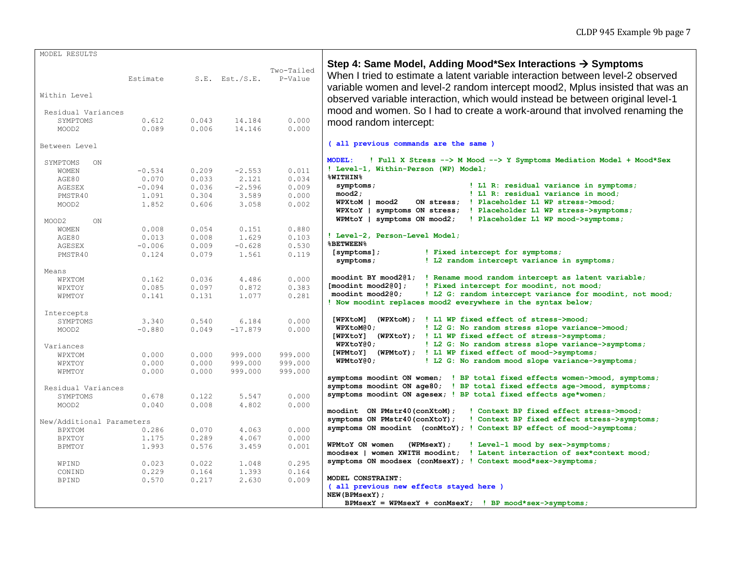```
MODEL RESULTS

                                                    Two-Tailed
                    Estimate       S.E.  Est./S.E.    P-Value

Within Level

 Residual Variances
    SYMPTOMS           0.612      0.043     14.184      0.000
    MOOD2              0.089      0.006     14.146      0.000

Between Level

 SYMPTOMS   ON
    WOMEN             -0.534      0.209     -2.553      0.011
    AGE80              0.070      0.033      2.121      0.034
    AGESEX            -0.094      0.036     -2.596      0.009
    PMSTR40            1.091      0.304      3.589      0.000
    MOOD2              1.852      0.606      3.058      0.002

 MOOD2      ON
    WOMEN              0.008      0.054      0.151      0.880
    AGE80              0.013      0.008      1.629      0.103
    AGESEX            -0.006      0.009     -0.628      0.530
    PMSTR40            0.124      0.079      1.561      0.119

 Means
    WPXTOM             0.162      0.036      4.486      0.000
    WPXTOY             0.085      0.097      0.872      0.383
    WPMTOY             0.141      0.131      1.077      0.281

 Intercepts
    SYMPTOMS           3.340      0.540      6.184      0.000
    MOOD2             -0.880      0.049    -17.879      0.000

 Variances
    WPXTOM             0.000      0.000    999.000    999.000
    WPXTOY             0.000      0.000    999.000    999.000
    WPMTOY             0.000      0.000    999.000    999.000

 Residual Variances
    SYMPTOMS           0.678      0.122      5.547      0.000
    MOOD2              0.040      0.008      4.802      0.000

New/Additional Parameters
    BPXTOM             0.286      0.070      4.063      0.000
    BPXTOY             1.175      0.289      4.067      0.000
    BPMTOY             1.993      0.576      3.459      0.001

    WPIND              0.023      0.022      1.048      0.295
    CONIND             0.229      0.164      1.393      0.164
    BPIND              0.570      0.217      2.630      0.009
```

## Step 4: Same Model, Adding Mood*Sex Interactions → Symptoms

When I tried to estimate a latent variable interaction between level-2 observed variable women and level-2 random intercept mood2, Mplus insisted that was an observed variable interaction, which would instead be between original level-1 mood and women. So I had to create a work-around that involved renaming the mood random intercept:

```
( all previous commands are the same )

MODEL:   ! Full X Stress --> M Mood --> Y Symptoms Mediation Model + Mood*Sex
! Level-1, Within-Person (WP) Model;
%WITHIN%
  symptoms;                    ! L1 R: residual variance in symptoms;
  mood2;                       ! L1 R: residual variance in mood;
  WPXtoM | mood2    ON stress;  ! Placeholder L1 WP stress->mood;
  WPXtoY | symptoms ON stress;  ! Placeholder L1 WP stress->symptoms;
  WPMtoY | symptoms ON mood2;   ! Placeholder L1 WP mood->symptoms;

! Level-2, Person-Level Model;
%BETWEEN%
 [symptoms];          ! Fixed intercept for symptoms;
  symptoms;           ! L2 random intercept variance in symptoms;

 moodint BY mood2@1;  ! Rename mood random intercept as latent variable;
[moodint mood2@0];    ! Fixed intercept for moodint, not mood;
 moodint mood2@0;     ! L2 G: random intercept variance for moodint, not mood;
! Now moodint replaces mood2 everywhere in the syntax below;

 [WPXtoM]  (WPXtoM);  ! L1 WP fixed effect of stress->mood;
  WPXtoM@0;           ! L2 G: No random stress slope variance->mood;
 [WPXtoY]  (WPXtoY);  ! L1 WP fixed effect of stress->symptoms;
  WPXtoY@0;           ! L2 G: No random stress slope variance->symptoms;
 [WPMtoY]  (WPMtoY);  ! L1 WP fixed effect of mood->symptoms;
  WPMtoY@0;           ! L2 G: No random mood slope variance->symptoms;

symptoms moodint ON women;  ! BP total fixed effects women->mood, symptoms;
symptoms moodint ON age80;  ! BP total fixed effects age->mood, symptoms;
symptoms moodint ON agesex; ! BP total fixed effects age*women;

moodint  ON PMstr40(conXtoM);   ! Context BP fixed effect stress->mood;
symptoms ON PMstr40(conXtoY);   ! Context BP fixed effect stress->symptoms;
symptoms ON moodint  (conMtoY); ! Context BP effect of mood->symptoms;

WPMtoY ON women   (WPMsexY);    ! Level-1 mood by sex->symptoms;
moodsex | women XWITH moodint;  ! Latent interaction of sex*context mood;
symptoms ON moodsex (conMsexY); ! Context mood*sex->symptoms;

MODEL CONSTRAINT:
( all previous new effects stayed here )
NEW(BPMsexY);
    BPMsexY = WPMsexY + conMsexY;  ! BP mood*sex->symptoms;
```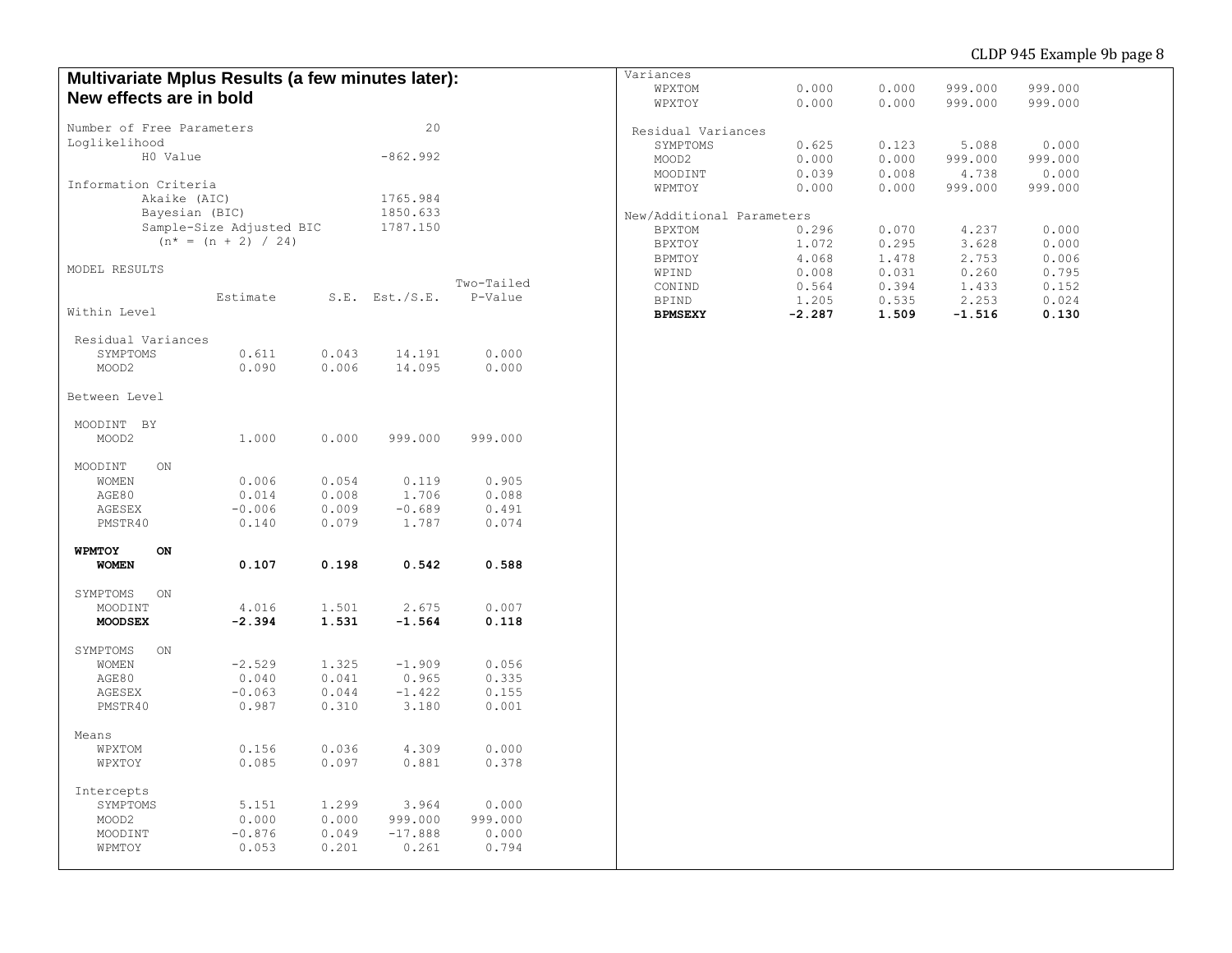**Multivariate Mplus Results (a few minutes later): New effects are in bold**

```
Number of Free Parameters                       20
Loglikelihood
          H0 Value                        -862.992

Information Criteria
          Akaike (AIC)                    1765.984
          Bayesian (BIC)                  1850.633
          Sample-Size Adjusted BIC        1787.150
            (n* = (n + 2) / 24)

MODEL RESULTS
                                                    Two-Tailed
                    Estimate       S.E.  Est./S.E.    P-Value
Within Level

 Residual Variances
    SYMPTOMS           0.611      0.043     14.191      0.000
    MOOD2              0.090      0.006     14.095      0.000

Between Level

 MOODINT  BY
    MOOD2              1.000      0.000    999.000    999.000

 MOODINT    ON
    WOMEN              0.006      0.054      0.119      0.905
    AGE80              0.014      0.008      1.706      0.088
    AGESEX            -0.006      0.009     -0.689      0.491
    PMSTR40            0.140      0.079      1.787      0.074

 WPMTOY     ON
    WOMEN              0.107      0.198      0.542      0.588

 SYMPTOMS   ON
    MOODINT            4.016      1.501      2.675      0.007
    MOODSEX           -2.394      1.531     -1.564      0.118

 SYMPTOMS   ON
    WOMEN             -2.529      1.325     -1.909      0.056
    AGE80              0.040      0.041      0.965      0.335
    AGESEX            -0.063      0.044     -1.422      0.155
    PMSTR40            0.987      0.310      3.180      0.001

 Means
    WPXTOM             0.156      0.036      4.309      0.000
    WPXTOY             0.085      0.097      0.881      0.378

 Intercepts
    SYMPTOMS           5.151      1.299      3.964      0.000
    MOOD2              0.000      0.000    999.000    999.000
    MOODINT           -0.876      0.049    -17.888      0.000
    WPMTOY             0.053      0.201      0.261      0.794

 Variances
    WPXTOM             0.000      0.000    999.000    999.000
    WPXTOY             0.000      0.000    999.000    999.000

 Residual Variances
    SYMPTOMS           0.625      0.123      5.088      0.000
    MOOD2              0.000      0.000    999.000    999.000
    MOODINT            0.039      0.008      4.738      0.000
    WPMTOY             0.000      0.000    999.000    999.000

New/Additional Parameters
    BPXTOM             0.296      0.070      4.237      0.000
    BPXTOY             1.072      0.295      3.628      0.000
    BPMTOY             4.068      1.478      2.753      0.006
    WPIND              0.008      0.031      0.260      0.795
    CONIND             0.564      0.394      1.433      0.152
    BPIND              1.205      0.535      2.253      0.024
    BPMSEXY           -2.287      1.509     -1.516      0.130
```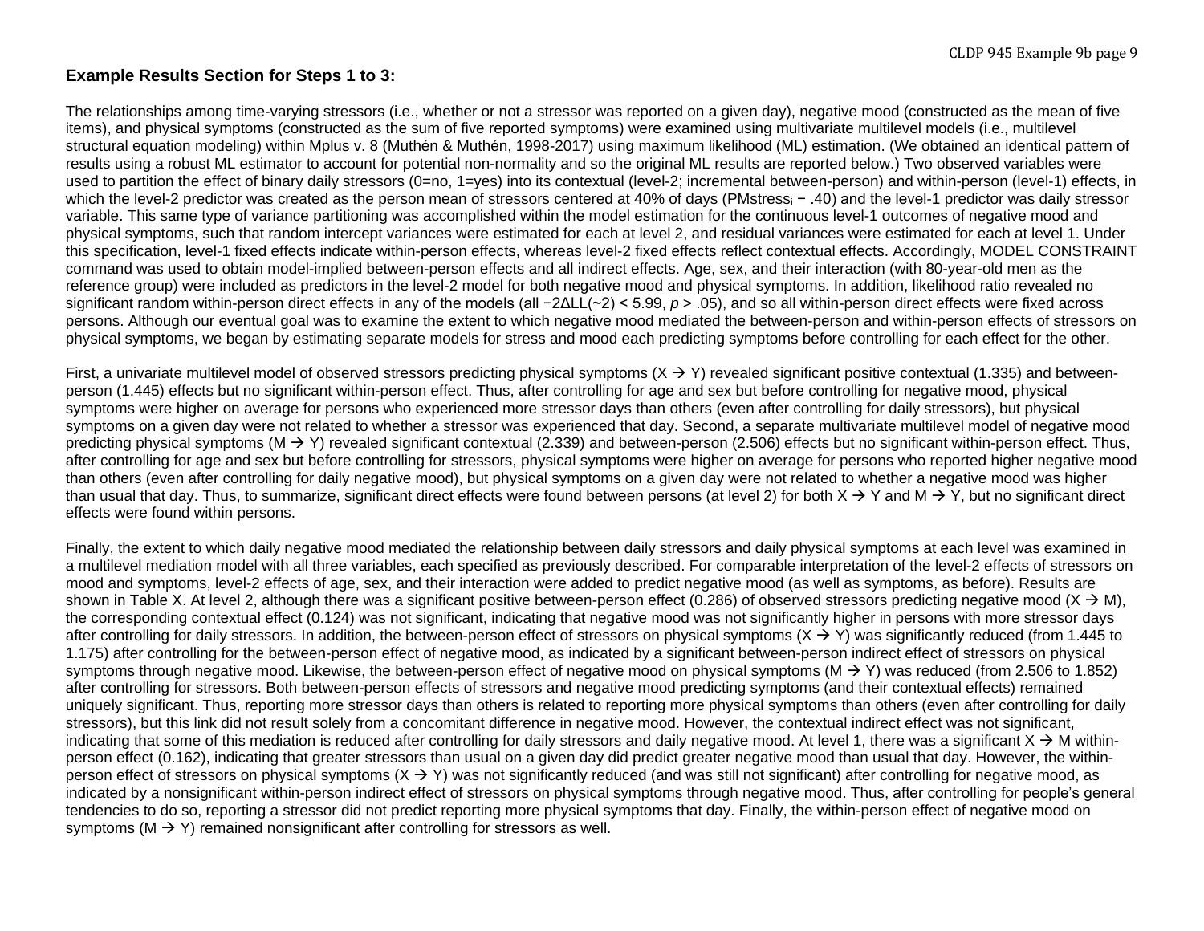**Example Results Section for Steps 1 to 3:**

The relationships among time-varying stressors (i.e., whether or not a stressor was reported on a given day), negative mood (constructed as the mean of five items), and physical symptoms (constructed as the sum of five reported symptoms) were examined using multivariate multilevel models (i.e., multilevel structural equation modeling) within Mplus v. 8 (Muthén & Muthén, 1998-2017) using maximum likelihood (ML) estimation. (We obtained an identical pattern of results using a robust ML estimator to account for potential non-normality and so the original ML results are reported below.) Two observed variables were used to partition the effect of binary daily stressors (0=no, 1=yes) into its contextual (level-2; incremental between-person) and within-person (level-1) effects, in which the level-2 predictor was created as the person mean of stressors centered at 40% of days ($PMstress_i - .40$) and the level-1 predictor was daily stressor variable. This same type of variance partitioning was accomplished within the model estimation for the continuous level-1 outcomes of negative mood and physical symptoms, such that random intercept variances were estimated for each at level 2, and residual variances were estimated for each at level 1. Under this specification, level-1 fixed effects indicate within-person effects, whereas level-2 fixed effects reflect contextual effects. Accordingly, MODEL CONSTRAINT command was used to obtain model-implied between-person effects and all indirect effects. Age, sex, and their interaction (with 80-year-old men as the reference group) were included as predictors in the level-2 model for both negative mood and physical symptoms. In addition, likelihood ratio revealed no significant random within-person direct effects in any of the models (all $-2\Delta LL(\sim 2) < 5.99$, $p > .05$), and so all within-person direct effects were fixed across persons. Although our eventual goal was to examine the extent to which negative mood mediated the between-person and within-person effects of stressors on physical symptoms, we began by estimating separate models for stress and mood each predicting symptoms before controlling for each effect for the other.

First, a univariate multilevel model of observed stressors predicting physical symptoms (X → Y) revealed significant positive contextual (1.335) and between-person (1.445) effects but no significant within-person effect. Thus, after controlling for age and sex but before controlling for negative mood, physical symptoms were higher on average for persons who experienced more stressor days than others (even after controlling for daily stressors), but physical symptoms on a given day were not related to whether a stressor was experienced that day. Second, a separate multivariate multilevel model of negative mood predicting physical symptoms (M → Y) revealed significant contextual (2.339) and between-person (2.506) effects but no significant within-person effect. Thus, after controlling for age and sex but before controlling for stressors, physical symptoms were higher on average for persons who reported higher negative mood than others (even after controlling for daily negative mood), but physical symptoms on a given day were not related to whether a negative mood was higher than usual that day. Thus, to summarize, significant direct effects were found between persons (at level 2) for both X → Y and M → Y, but no significant direct effects were found within persons.

Finally, the extent to which daily negative mood mediated the relationship between daily stressors and daily physical symptoms at each level was examined in a multilevel mediation model with all three variables, each specified as previously described. For comparable interpretation of the level-2 effects of stressors on mood and symptoms, level-2 effects of age, sex, and their interaction were added to predict negative mood (as well as symptoms, as before). Results are shown in Table X. At level 2, although there was a significant positive between-person effect (0.286) of observed stressors predicting negative mood (X → M), the corresponding contextual effect (0.124) was not significant, indicating that negative mood was not significantly higher in persons with more stressor days after controlling for daily stressors. In addition, the between-person effect of stressors on physical symptoms (X → Y) was significantly reduced (from 1.445 to 1.175) after controlling for the between-person effect of negative mood, as indicated by a significant between-person indirect effect of stressors on physical symptoms through negative mood. Likewise, the between-person effect of negative mood on physical symptoms (M → Y) was reduced (from 2.506 to 1.852) after controlling for stressors. Both between-person effects of stressors and negative mood predicting symptoms (and their contextual effects) remained uniquely significant. Thus, reporting more stressor days than others is related to reporting more physical symptoms than others (even after controlling for daily stressors), but this link did not result solely from a concomitant difference in negative mood. However, the contextual indirect effect was not significant, indicating that some of this mediation is reduced after controlling for daily stressors and daily negative mood. At level 1, there was a significant X → M within-person effect (0.162), indicating that greater stressors than usual on a given day did predict greater negative mood than usual that day. However, the within-person effect of stressors on physical symptoms (X → Y) was not significantly reduced (and was still not significant) after controlling for negative mood, as indicated by a nonsignificant within-person indirect effect of stressors on physical symptoms through negative mood. Thus, after controlling for people's general tendencies to do so, reporting a stressor did not predict reporting more physical symptoms that day. Finally, the within-person effect of negative mood on symptoms (M → Y) remained nonsignificant after controlling for stressors as well.